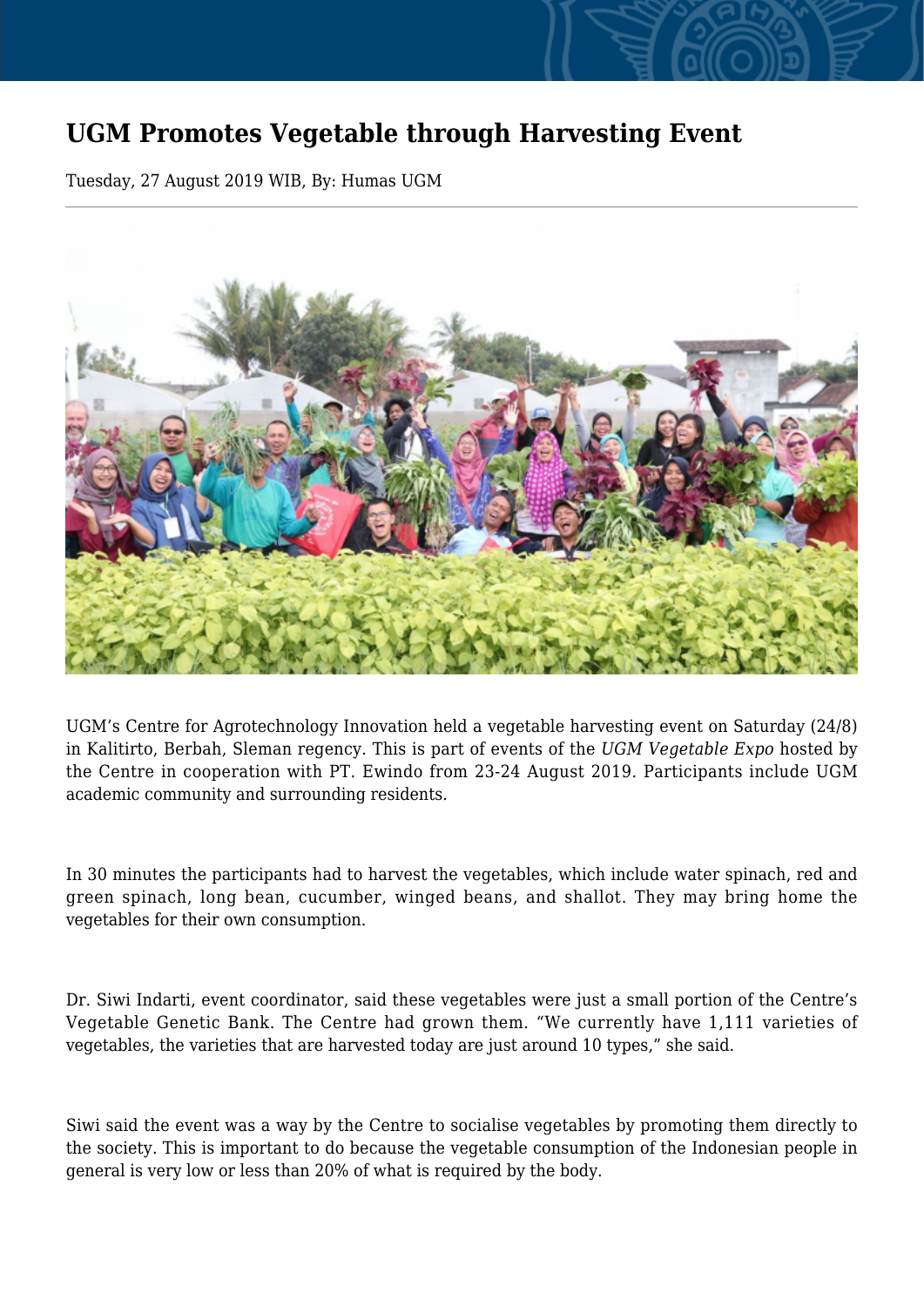# UGM Promotes Vegetable through Harvesting Event

Tuesday, 27 August 2019 WIB, By: Humas UGM

UGM's Centre for Agrotechnology Innovation held a vegetable harvesting event on Saturday (24/8) in Kalitirto, Berbah, Sleman regency. This is part of events of the *UGM Vegetable Expo* hosted by the Centre in cooperation with PT. Ewindo from 23-24 August 2019. Participants include UGM academic community and surrounding residents.

In 30 minutes the participants had to harvest the vegetables, which include water spinach, red and green spinach, long bean, cucumber, winged beans, and shallot. They may bring home the vegetables for their own consumption.

Dr. Siwi Indarti, event coordinator, said these vegetables were just a small portion of the Centre's Vegetable Genetic Bank. The Centre had grown them. "We currently have 1,111 varieties of vegetables, the varieties that are harvested today are just around 10 types," she said.

Siwi said the event was a way by the Centre to socialise vegetables by promoting them directly to the society. This is important to do because the vegetable consumption of the Indonesian people in general is very low or less than 20% of what is required by the body.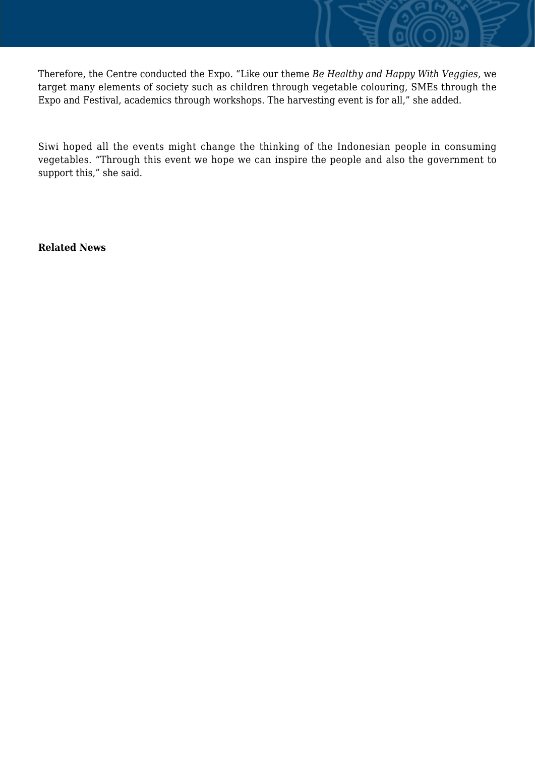Therefore, the Centre conducted the Expo. “Like our theme *Be Healthy and Happy With Veggies,* we target many elements of society such as children through vegetable colouring, SMEs through the Expo and Festival, academics through workshops. The harvesting event is for all,” she added.

Siwi hoped all the events might change the thinking of the Indonesian people in consuming vegetables. “Through this event we hope we can inspire the people and also the government to support this,” she said.

**Related News**